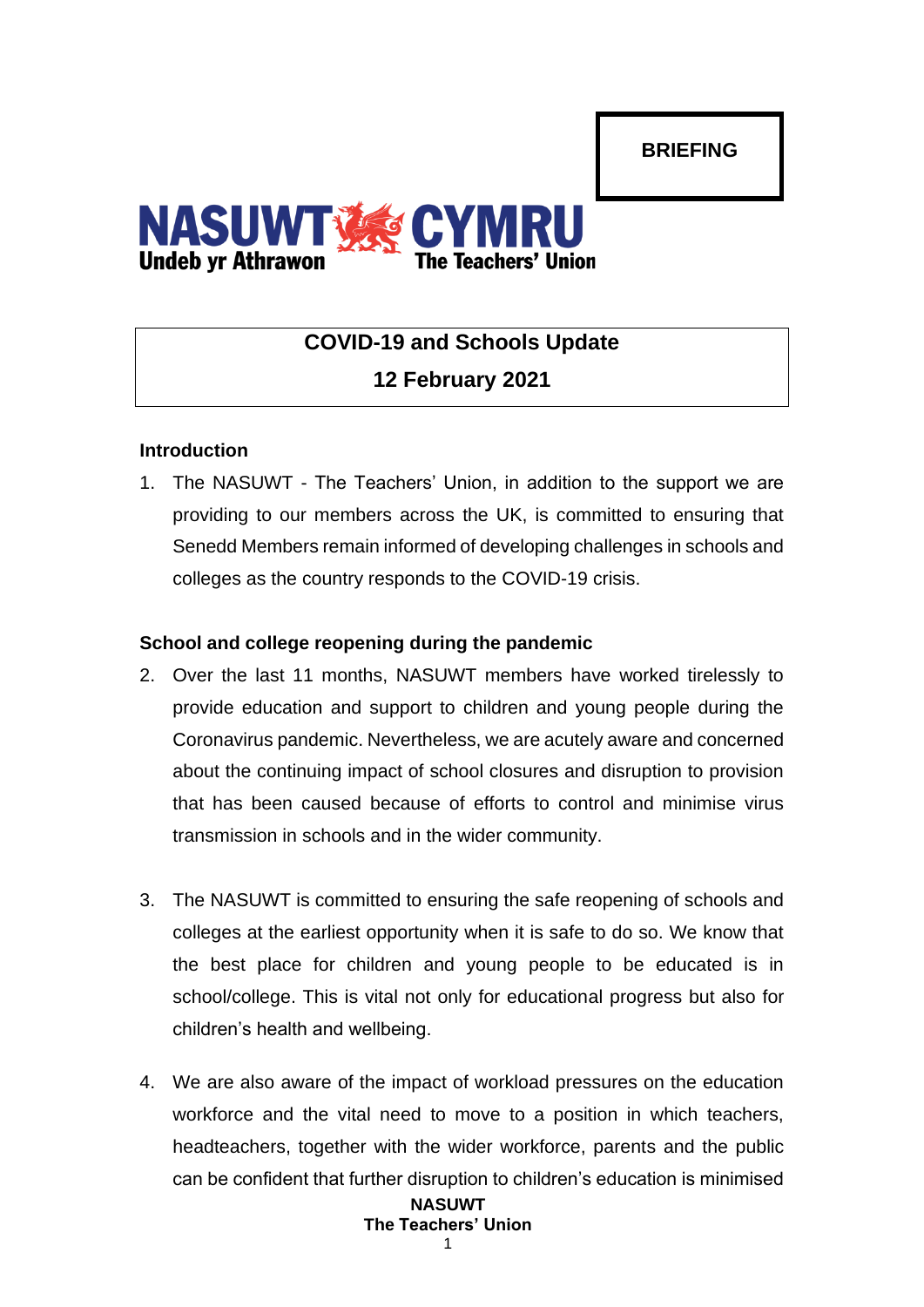**BRIEFING**

NASUWT CYMRU
Undeb yr Athrawon
The Teachers' Union

# COVID-19 and Schools Update

## 12 February 2021

### Introduction

1. The NASUWT - The Teachers' Union, in addition to the support we are providing to our members across the UK, is committed to ensuring that Senedd Members remain informed of developing challenges in schools and colleges as the country responds to the COVID-19 crisis.

### School and college reopening during the pandemic

2. Over the last 11 months, NASUWT members have worked tirelessly to provide education and support to children and young people during the Coronavirus pandemic. Nevertheless, we are acutely aware and concerned about the continuing impact of school closures and disruption to provision that has been caused because of efforts to control and minimise virus transmission in schools and in the wider community.

3. The NASUWT is committed to ensuring the safe reopening of schools and colleges at the earliest opportunity when it is safe to do so. We know that the best place for children and young people to be educated is in school/college. This is vital not only for educational progress but also for children's health and wellbeing.

4. We are also aware of the impact of workload pressures on the education workforce and the vital need to move to a position in which teachers, headteachers, together with the wider workforce, parents and the public can be confident that further disruption to children's education is minimised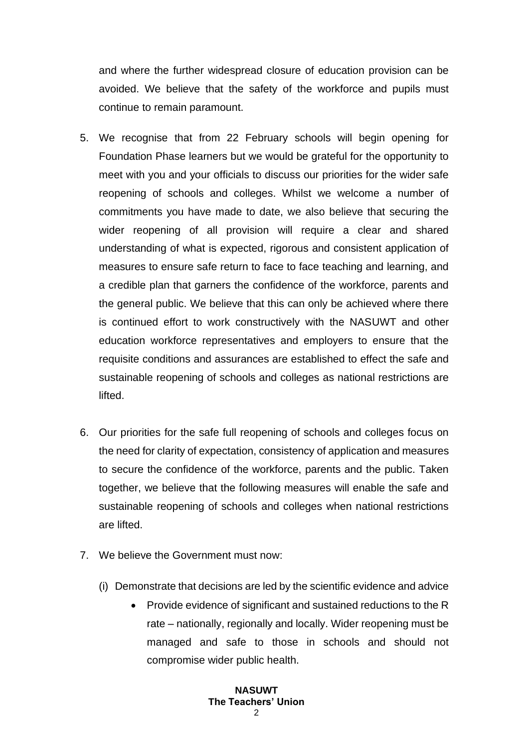and where the further widespread closure of education provision can be avoided. We believe that the safety of the workforce and pupils must continue to remain paramount.

5. We recognise that from 22 February schools will begin opening for Foundation Phase learners but we would be grateful for the opportunity to meet with you and your officials to discuss our priorities for the wider safe reopening of schools and colleges. Whilst we welcome a number of commitments you have made to date, we also believe that securing the wider reopening of all provision will require a clear and shared understanding of what is expected, rigorous and consistent application of measures to ensure safe return to face to face teaching and learning, and a credible plan that garners the confidence of the workforce, parents and the general public. We believe that this can only be achieved where there is continued effort to work constructively with the NASUWT and other education workforce representatives and employers to ensure that the requisite conditions and assurances are established to effect the safe and sustainable reopening of schools and colleges as national restrictions are lifted.

6. Our priorities for the safe full reopening of schools and colleges focus on the need for clarity of expectation, consistency of application and measures to secure the confidence of the workforce, parents and the public. Taken together, we believe that the following measures will enable the safe and sustainable reopening of schools and colleges when national restrictions are lifted.

7. We believe the Government must now:

   (i) Demonstrate that decisions are led by the scientific evidence and advice

      - Provide evidence of significant and sustained reductions to the R rate – nationally, regionally and locally. Wider reopening must be managed and safe to those in schools and should not compromise wider public health.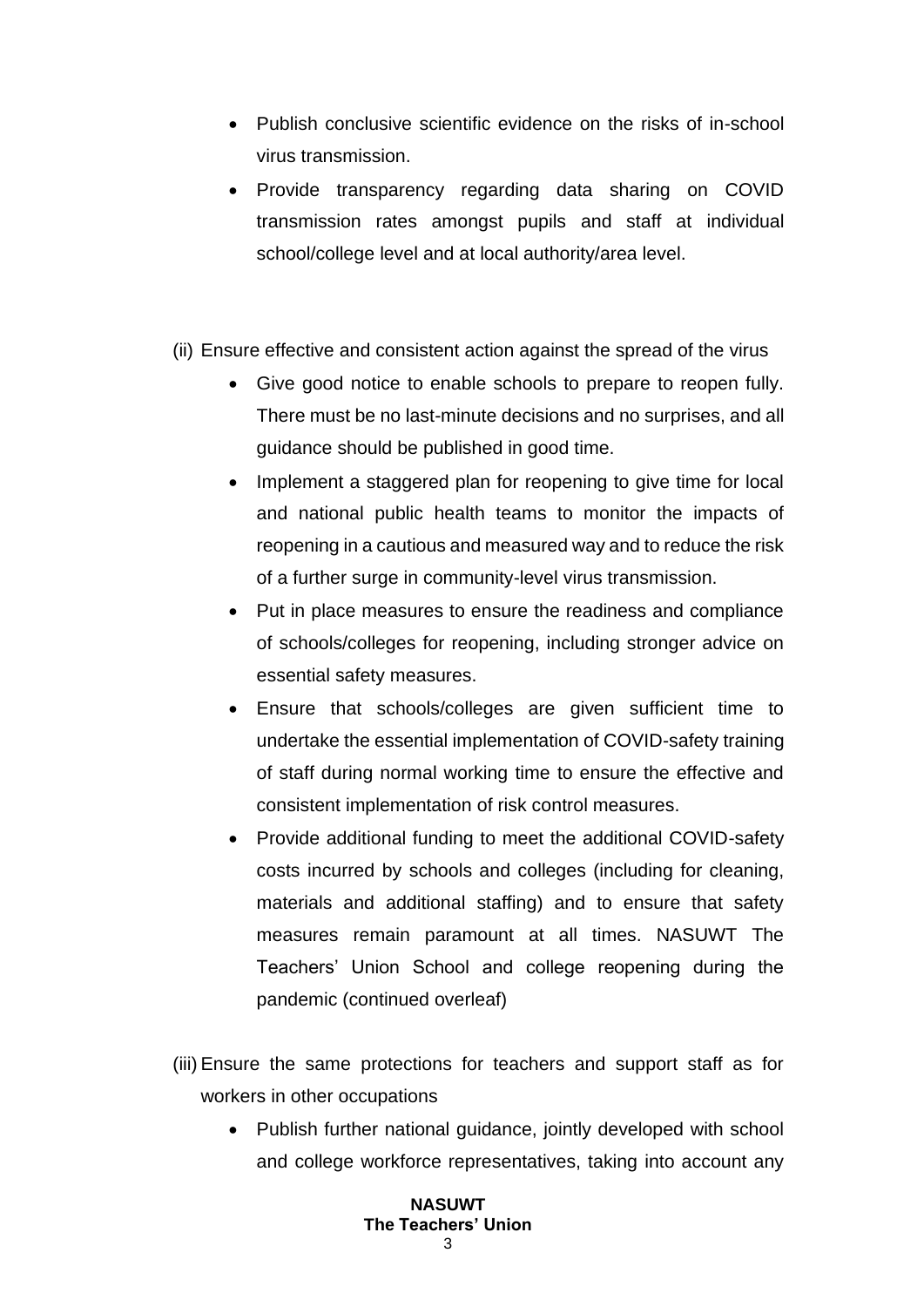- Publish conclusive scientific evidence on the risks of in-school virus transmission.
- Provide transparency regarding data sharing on COVID transmission rates amongst pupils and staff at individual school/college level and at local authority/area level.

(ii) Ensure effective and consistent action against the spread of the virus

- Give good notice to enable schools to prepare to reopen fully. There must be no last-minute decisions and no surprises, and all guidance should be published in good time.
- Implement a staggered plan for reopening to give time for local and national public health teams to monitor the impacts of reopening in a cautious and measured way and to reduce the risk of a further surge in community-level virus transmission.
- Put in place measures to ensure the readiness and compliance of schools/colleges for reopening, including stronger advice on essential safety measures.
- Ensure that schools/colleges are given sufficient time to undertake the essential implementation of COVID-safety training of staff during normal working time to ensure the effective and consistent implementation of risk control measures.
- Provide additional funding to meet the additional COVID-safety costs incurred by schools and colleges (including for cleaning, materials and additional staffing) and to ensure that safety measures remain paramount at all times. NASUWT The Teachers' Union School and college reopening during the pandemic (continued overleaf)

(iii) Ensure the same protections for teachers and support staff as for workers in other occupations

- Publish further national guidance, jointly developed with school and college workforce representatives, taking into account any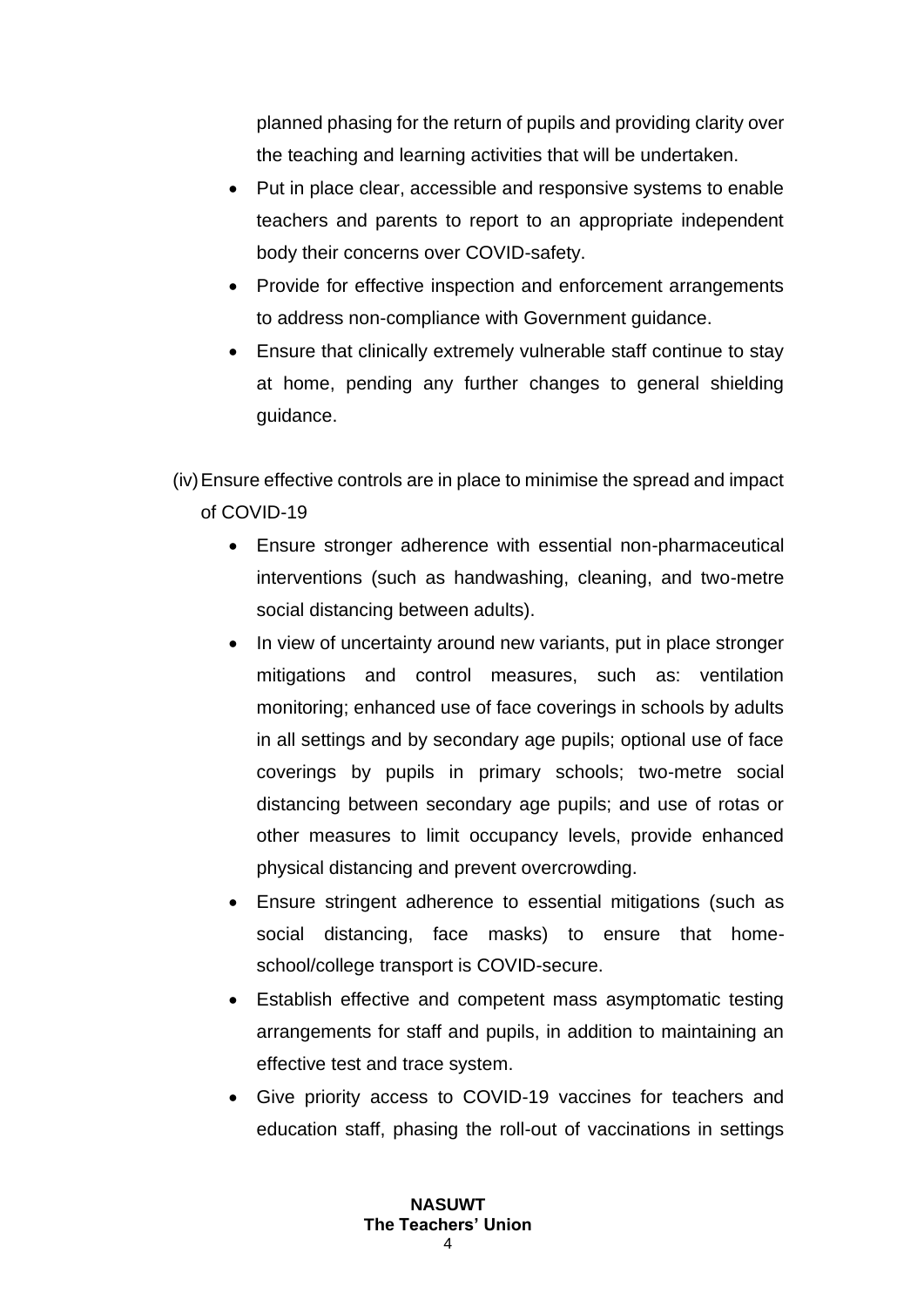planned phasing for the return of pupils and providing clarity over the teaching and learning activities that will be undertaken.

- Put in place clear, accessible and responsive systems to enable teachers and parents to report to an appropriate independent body their concerns over COVID-safety.
- Provide for effective inspection and enforcement arrangements to address non-compliance with Government guidance.
- Ensure that clinically extremely vulnerable staff continue to stay at home, pending any further changes to general shielding guidance.

(iv) Ensure effective controls are in place to minimise the spread and impact of COVID-19

- Ensure stronger adherence with essential non-pharmaceutical interventions (such as handwashing, cleaning, and two-metre social distancing between adults).
- In view of uncertainty around new variants, put in place stronger mitigations and control measures, such as: ventilation monitoring; enhanced use of face coverings in schools by adults in all settings and by secondary age pupils; optional use of face coverings by pupils in primary schools; two-metre social distancing between secondary age pupils; and use of rotas or other measures to limit occupancy levels, provide enhanced physical distancing and prevent overcrowding.
- Ensure stringent adherence to essential mitigations (such as social distancing, face masks) to ensure that home-school/college transport is COVID-secure.
- Establish effective and competent mass asymptomatic testing arrangements for staff and pupils, in addition to maintaining an effective test and trace system.
- Give priority access to COVID-19 vaccines for teachers and education staff, phasing the roll-out of vaccinations in settings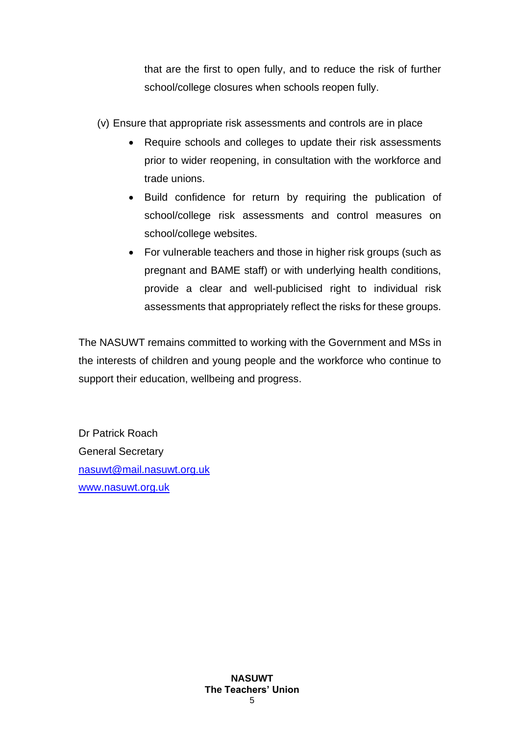that are the first to open fully, and to reduce the risk of further school/college closures when schools reopen fully.

(v) Ensure that appropriate risk assessments and controls are in place

- Require schools and colleges to update their risk assessments prior to wider reopening, in consultation with the workforce and trade unions.
- Build confidence for return by requiring the publication of school/college risk assessments and control measures on school/college websites.
- For vulnerable teachers and those in higher risk groups (such as pregnant and BAME staff) or with underlying health conditions, provide a clear and well-publicised right to individual risk assessments that appropriately reflect the risks for these groups.

The NASUWT remains committed to working with the Government and MSs in the interests of children and young people and the workforce who continue to support their education, wellbeing and progress.

Dr Patrick Roach  
General Secretary  
[nasuwt@mail.nasuwt.org.uk](mailto:nasuwt@mail.nasuwt.org.uk)  
[www.nasuwt.org.uk](http://www.nasuwt.org.uk)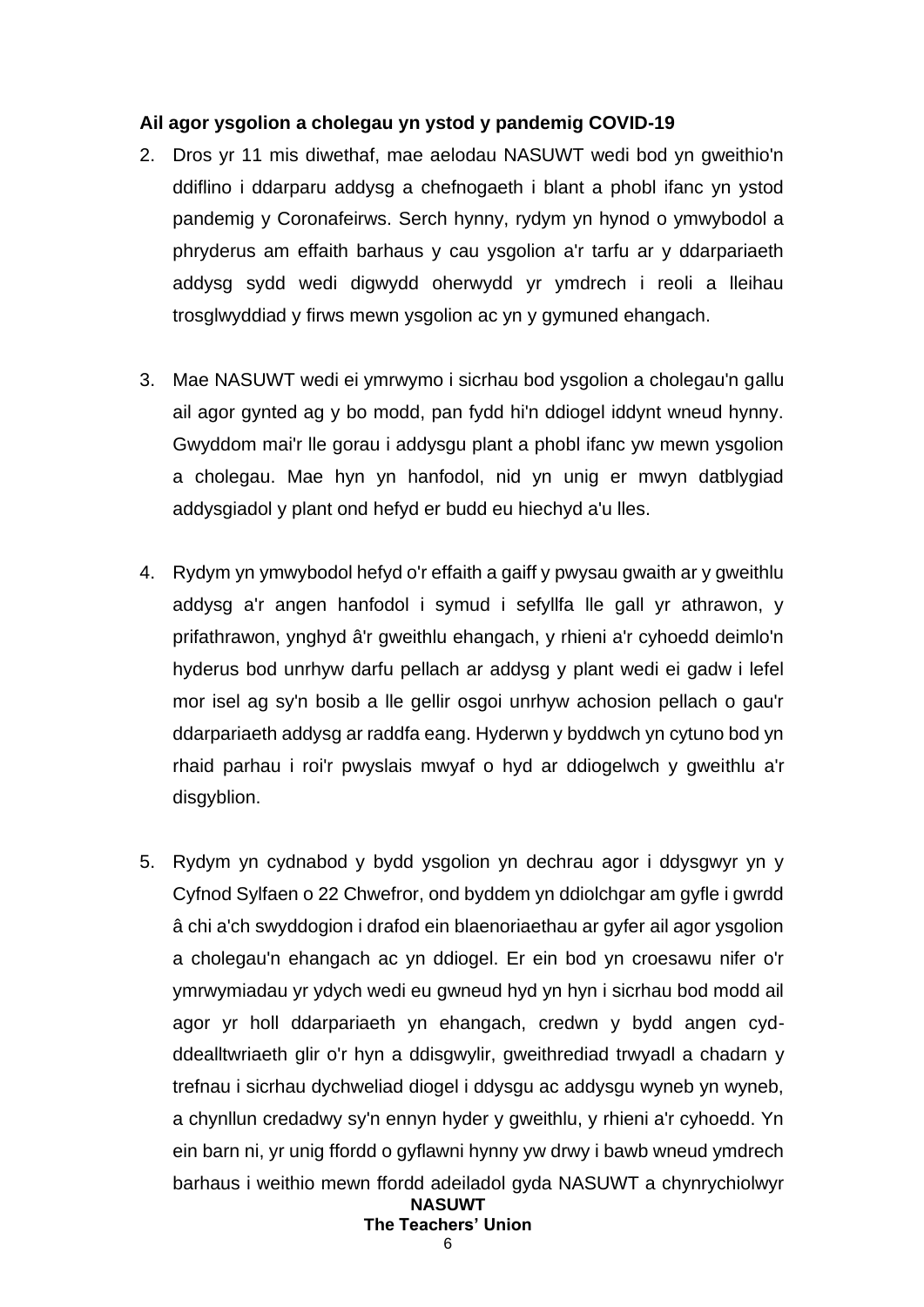**Ail agor ysgolion a cholegau yn ystod y pandemig COVID-19**

2. Dros yr 11 mis diwethaf, mae aelodau NASUWT wedi bod yn gweithio'n ddiflino i ddarparu addysg a chefnogaeth i blant a phobl ifanc yn ystod pandemig y Coronafeirws. Serch hynny, rydym yn hynod o ymwybodol a phryderus am effaith barhaus y cau ysgolion a'r tarfu ar y ddarpariaeth addysg sydd wedi digwydd oherwydd yr ymdrech i reoli a lleihau trosglwyddiad y firws mewn ysgolion ac yn y gymuned ehangach.

3. Mae NASUWT wedi ei ymrwymo i sicrhau bod ysgolion a cholegau'n gallu ail agor gynted ag y bo modd, pan fydd hi'n ddiogel iddynt wneud hynny. Gwyddom mai'r lle gorau i addysgu plant a phobl ifanc yw mewn ysgolion a cholegau. Mae hyn yn hanfodol, nid yn unig er mwyn datblygiad addysgiadol y plant ond hefyd er budd eu hiechyd a'u lles.

4. Rydym yn ymwybodol hefyd o'r effaith a gaiff y pwysau gwaith ar y gweithlu addysg a'r angen hanfodol i symud i sefyllfa lle gall yr athrawon, y prifathrawon, ynghyd â'r gweithlu ehangach, y rhieni a'r cyhoedd deimlo'n hyderus bod unrhyw darfu pellach ar addysg y plant wedi ei gadw i lefel mor isel ag sy'n bosib a lle gellir osgoi unrhyw achosion pellach o gau'r ddarpariaeth addysg ar raddfa eang. Hyderwn y byddwch yn cytuno bod yn rhaid parhau i roi'r pwyslais mwyaf o hyd ar ddiogelwch y gweithlu a'r disgyblion.

5. Rydym yn cydnabod y bydd ysgolion yn dechrau agor i ddysgwyr yn y Cyfnod Sylfaen o 22 Chwefror, ond byddem yn ddiolchgar am gyfle i gwrdd â chi a'ch swyddogion i drafod ein blaenoriaethau ar gyfer ail agor ysgolion a cholegau'n ehangach ac yn ddiogel. Er ein bod yn croesawu nifer o'r ymrwymiadau yr ydych wedi eu gwneud hyd yn hyn i sicrhau bod modd ail agor yr holl ddarpariaeth yn ehangach, credwn y bydd angen cyd-ddealltwriaeth glir o'r hyn a ddisgwylir, gweithrediad trwyadl a chadarn y trefnau i sicrhau dychweliad diogel i ddysgu ac addysgu wyneb yn wyneb, a chynllun credadwy sy'n ennyn hyder y gweithlu, y rhieni a'r cyhoedd. Yn ein barn ni, yr unig ffordd o gyflawni hynny yw drwy i bawb wneud ymdrech barhaus i weithio mewn ffordd adeiladol gyda NASUWT a chynrychiolwyr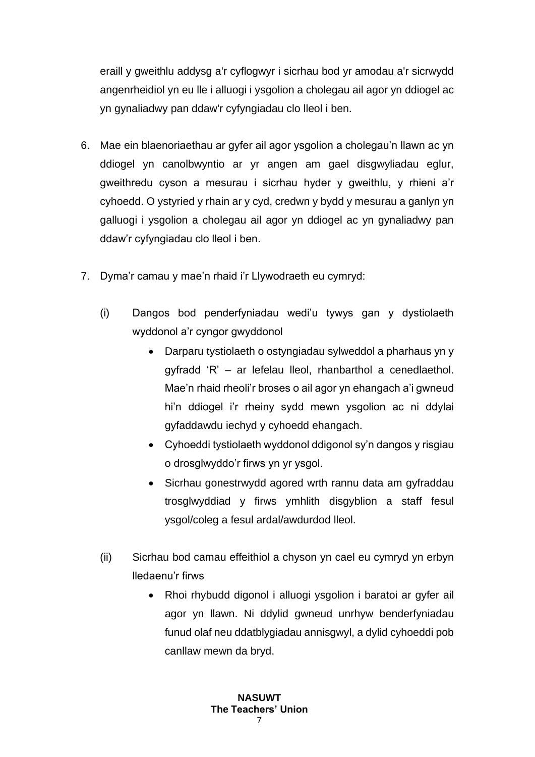eraill y gweithlu addysg a'r cyflogwyr i sicrhau bod yr amodau a'r sicrwydd angenrheidiol yn eu lle i alluogi i ysgolion a cholegau ail agor yn ddiogel ac yn gynaliadwy pan ddaw'r cyfyngiadau clo lleol i ben.

6. Mae ein blaenoriaethau ar gyfer ail agor ysgolion a cholegau'n llawn ac yn ddiogel yn canolbwyntio ar yr angen am gael disgwyliadau eglur, gweithredu cyson a mesurau i sicrhau hyder y gweithlu, y rhieni a'r cyhoedd. O ystyried y rhain ar y cyd, credwn y bydd y mesurau a ganlyn yn galluogi i ysgolion a cholegau ail agor yn ddiogel ac yn gynaliadwy pan ddaw'r cyfyngiadau clo lleol i ben.

7. Dyma'r camau y mae'n rhaid i'r Llywodraeth eu cymryd:

   (i) Dangos bod penderfyniadau wedi'u tywys gan y dystiolaeth wyddonol a'r cyngor gwyddonol

   - Darparu tystiolaeth o ostyngiadau sylweddol a pharhaus yn y gyfradd 'R' – ar lefelau lleol, rhanbarthol a cenedlaethol. Mae'n rhaid rheoli'r broses o ail agor yn ehangach a'i gwneud hi'n ddiogel i'r rheiny sydd mewn ysgolion ac ni ddylai gyfaddawdu iechyd y cyhoedd ehangach.
   - Cyhoeddi tystiolaeth wyddonol ddigonol sy'n dangos y risgiau o drosglwyddo'r firws yn yr ysgol.
   - Sicrhau gonestrwydd agored wrth rannu data am gyfraddau trosglwyddiad y firws ymhlith disgyblion a staff fesul ysgol/coleg a fesul ardal/awdurdod lleol.

   (ii) Sicrhau bod camau effeithiol a chyson yn cael eu cymryd yn erbyn lledaenu'r firws

   - Rhoi rhybudd digonol i alluogi ysgolion i baratoi ar gyfer ail agor yn llawn. Ni ddylid gwneud unrhyw benderfyniadau funud olaf neu ddatblygiadau annisgwyl, a dylid cyhoeddi pob canllaw mewn da bryd.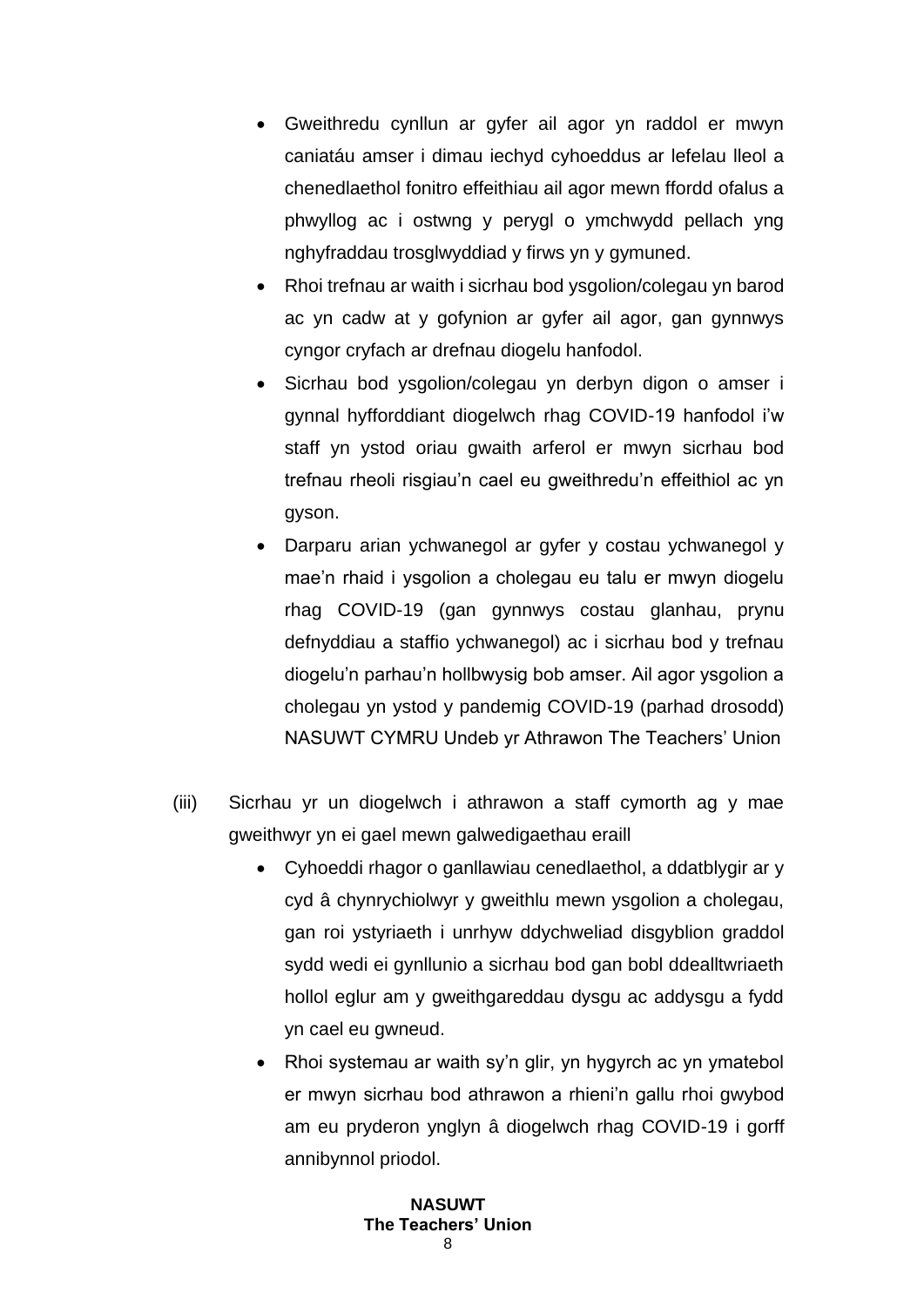- Gweithredu cynllun ar gyfer ail agor yn raddol er mwyn caniatáu amser i dimau iechyd cyhoeddus ar lefelau lleol a chenedlaethol fonitro effeithiau ail agor mewn ffordd ofalus a phwyllog ac i ostwng y perygl o ymchwydd pellach yng nghyfraddau trosglwyddiad y firws yn y gymuned.
- Rhoi trefnau ar waith i sicrhau bod ysgolion/colegau yn barod ac yn cadw at y gofynion ar gyfer ail agor, gan gynnwys cyngor cryfach ar drefnau diogelu hanfodol.
- Sicrhau bod ysgolion/colegau yn derbyn digon o amser i gynnal hyfforddiant diogelwch rhag COVID-19 hanfodol i'w staff yn ystod oriau gwaith arferol er mwyn sicrhau bod trefnau rheoli risgiau'n cael eu gweithredu'n effeithiol ac yn gyson.
- Darparu arian ychwanegol ar gyfer y costau ychwanegol y mae'n rhaid i ysgolion a cholegau eu talu er mwyn diogelu rhag COVID-19 (gan gynnwys costau glanhau, prynu defnyddiau a staffio ychwanegol) ac i sicrhau bod y trefnau diogelu'n parhau'n hollbwysig bob amser. Ail agor ysgolion a cholegau yn ystod y pandemig COVID-19 (parhad drosodd) NASUWT CYMRU Undeb yr Athrawon The Teachers' Union

(iii) Sicrhau yr un diogelwch i athrawon a staff cymorth ag y mae gweithwyr yn ei gael mewn galwedigaethau eraill

- Cyhoeddi rhagor o ganllawiau cenedlaethol, a ddatblygir ar y cyd â chynrychiolwyr y gweithlu mewn ysgolion a cholegau, gan roi ystyriaeth i unrhyw ddychweliad disgyblion graddol sydd wedi ei gynllunio a sicrhau bod gan bobl ddealltwriaeth hollol eglur am y gweithgareddau dysgu ac addysgu a fydd yn cael eu gwneud.
- Rhoi systemau ar waith sy'n glir, yn hygyrch ac yn ymatebol er mwyn sicrhau bod athrawon a rhieni'n gallu rhoi gwybod am eu pryderon ynglyn â diogelwch rhag COVID-19 i gorff annibynnol priodol.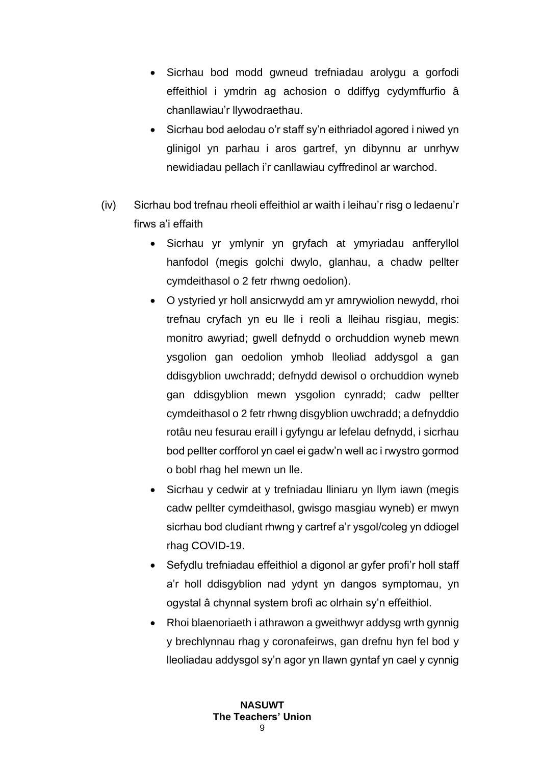- Sicrhau bod modd gwneud trefniadau arolygu a gorfodi effeithiol i ymdrin ag achosion o ddiffyg cydymffurfio â chanllawiau'r llywodraethau.
- Sicrhau bod aelodau o'r staff sy'n eithriadol agored i niwed yn glinigol yn parhau i aros gartref, yn dibynnu ar unrhyw newidiadau pellach i'r canllawiau cyffredinol ar warchod.

(iv) Sicrhau bod trefnau rheoli effeithiol ar waith i leihau'r risg o ledaenu'r firws a'i effaith

- Sicrhau yr ymlynir yn gryfach at ymyriadau anfferyllol hanfodol (megis golchi dwylo, glanhau, a chadw pellter cymdeithasol o 2 fetr rhwng oedolion).
- O ystyried yr holl ansicrwydd am yr amrywiolion newydd, rhoi trefnau cryfach yn eu lle i reoli a lleihau risgiau, megis: monitro awyriad; gwell defnydd o orchuddion wyneb mewn ysgolion gan oedolion ymhob lleoliad addysgol a gan ddisgyblion uwchradd; defnydd dewisol o orchuddion wyneb gan ddisgyblion mewn ysgolion cynradd; cadw pellter cymdeithasol o 2 fetr rhwng disgyblion uwchradd; a defnyddio rotâu neu fesurau eraill i gyfyngu ar lefelau defnydd, i sicrhau bod pellter corfforol yn cael ei gadw'n well ac i rwystro gormod o bobl rhag hel mewn un lle.
- Sicrhau y cedwir at y trefniadau lliniaru yn llym iawn (megis cadw pellter cymdeithasol, gwisgo masgiau wyneb) er mwyn sicrhau bod cludiant rhwng y cartref a'r ysgol/coleg yn ddiogel rhag COVID-19.
- Sefydlu trefniadau effeithiol a digonol ar gyfer profi'r holl staff a'r holl ddisgyblion nad ydynt yn dangos symptomau, yn ogystal â chynnal system brofi ac olrhain sy'n effeithiol.
- Rhoi blaenoriaeth i athrawon a gweithwyr addysg wrth gynnig y brechlynnau rhag y coronafeirws, gan drefnu hyn fel bod y lleoliadau addysgol sy'n agor yn llawn gyntaf yn cael y cynnig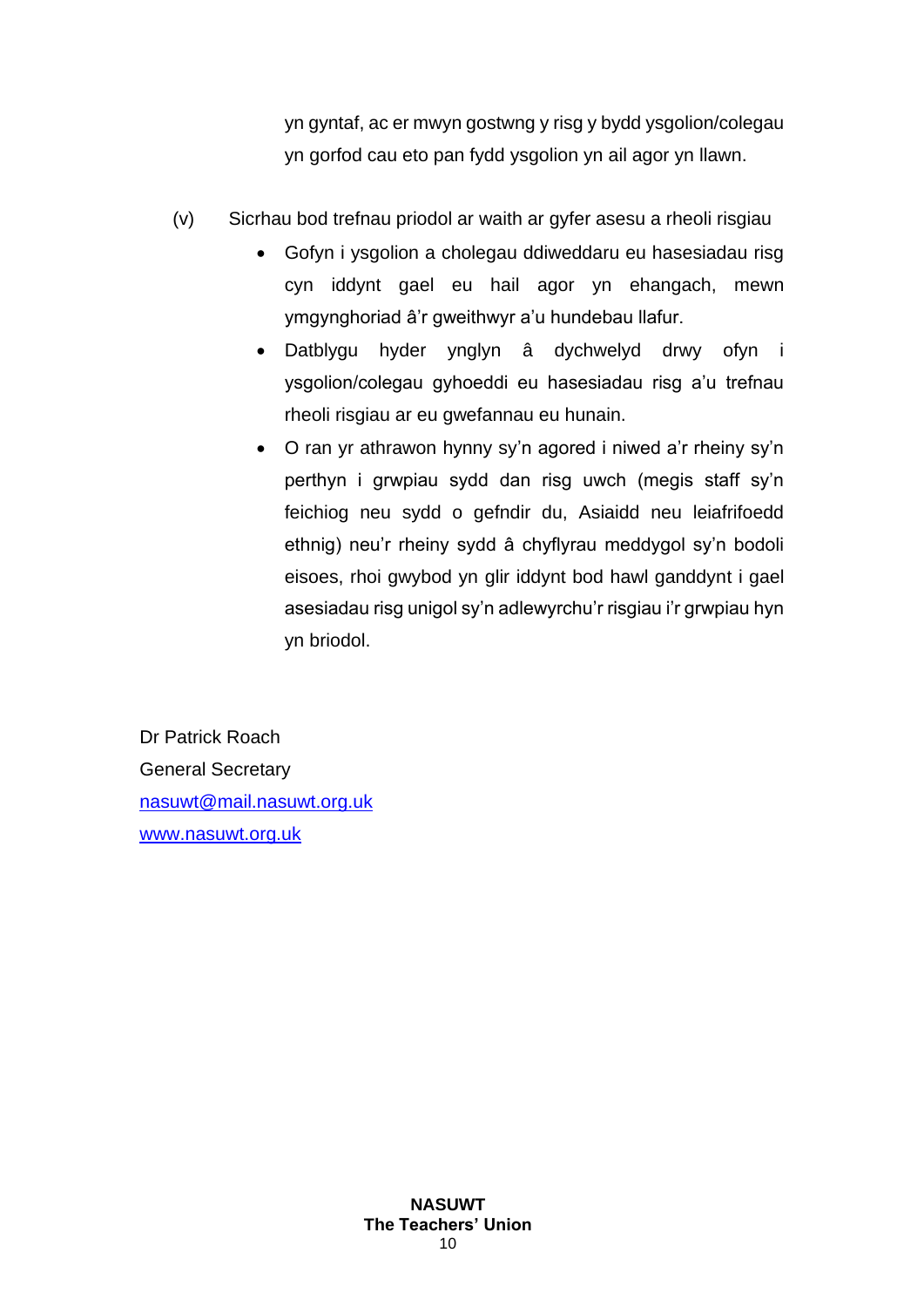yn gyntaf, ac er mwyn gostwng y risg y bydd ysgolion/colegau yn gorfod cau eto pan fydd ysgolion yn ail agor yn llawn.

(v) Sicrhau bod trefnau priodol ar waith ar gyfer asesu a rheoli risgiau

- Gofyn i ysgolion a cholegau ddiweddaru eu hasesiadau risg cyn iddynt gael eu hail agor yn ehangach, mewn ymgynghoriad â'r gweithwyr a'u hundebau llafur.
- Datblygu hyder ynglyn â dychwelyd drwy ofyn i ysgolion/colegau gyhoeddi eu hasesiadau risg a'u trefnau rheoli risgiau ar eu gwefannau eu hunain.
- O ran yr athrawon hynny sy'n agored i niwed a'r rheiny sy'n perthyn i grwpiau sydd dan risg uwch (megis staff sy'n feichiog neu sydd o gefndir du, Asiaidd neu leiafrifoedd ethnig) neu'r rheiny sydd â chyflyrau meddygol sy'n bodoli eisoes, rhoi gwybod yn glir iddynt bod hawl ganddynt i gael asesiadau risg unigol sy'n adlewyrchu'r risgiau i'r grwpiau hyn yn briodol.

Dr Patrick Roach
General Secretary
nasuwt@mail.nasuwt.org.uk
www.nasuwt.org.uk

**NASUWT**
**The Teachers' Union**